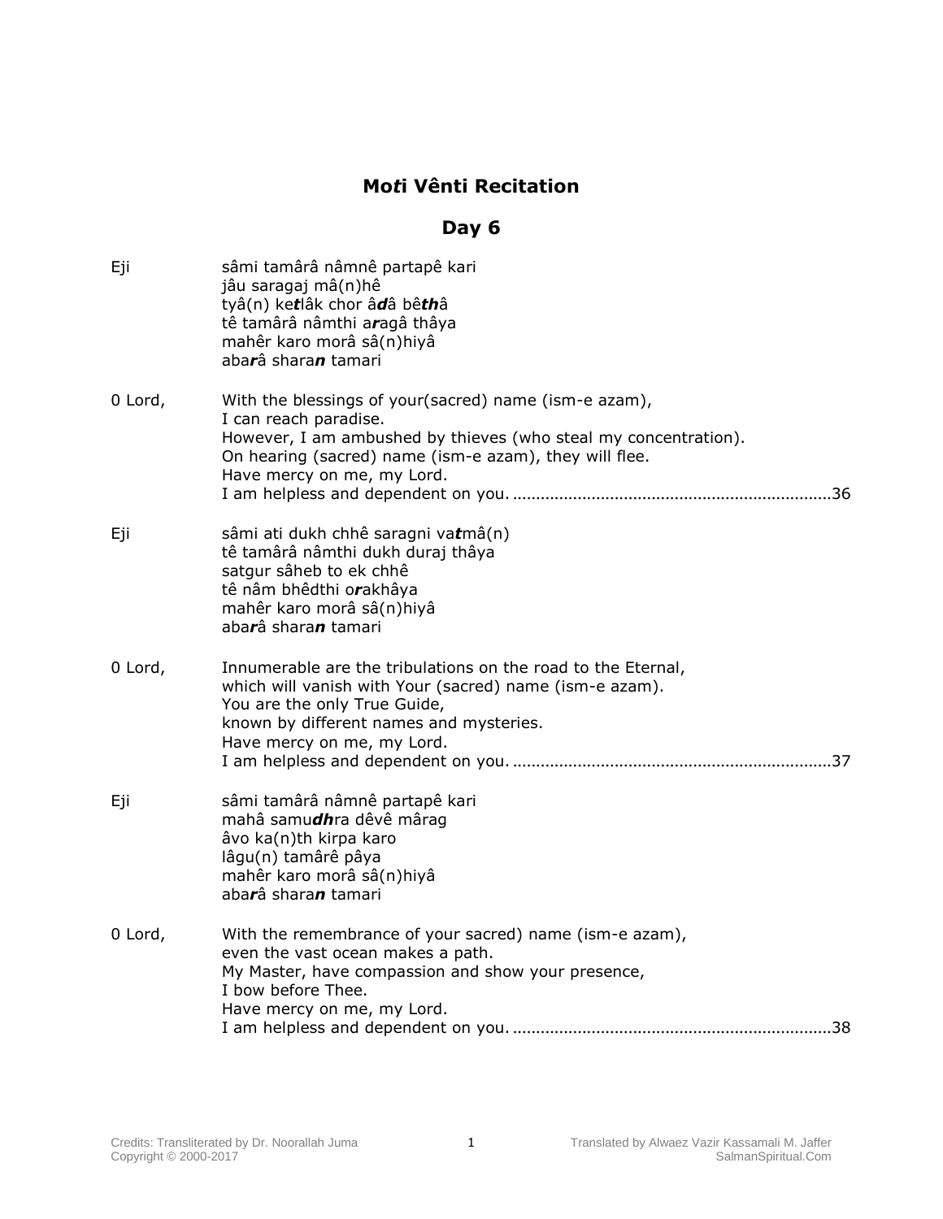# Mo*t*i Vênti Recitation

## Day 6

| | |
|---|---|
| Eji | sâmi tamârâ nâmnê partapê kari<br>jâu saragaj mâ(n)hê<br>tyâ(n) ke***t***lâk chor â***d***â bê***th***â<br>tê tamârâ nâmthi a***r***agâ thâya<br>mahêr karo morâ sâ(n)hiyâ<br>aba***r***â shara***n*** tamari |
| 0 Lord, | With the blessings of your(sacred) name (ism-e azam),<br>I can reach paradise.<br>However, I am ambushed by thieves (who steal my concentration).<br>On hearing (sacred) name (ism-e azam), they will flee.<br>Have mercy on me, my Lord.<br>I am helpless and dependent on you. ....................................................................36 |
| Eji | sâmi ati dukh chhê saragni va***t***mâ(n)<br>tê tamârâ nâmthi dukh duraj thâya<br>satgur sâheb to ek chhê<br>tê nâm bhêdthi o***r***akhâya<br>mahêr karo morâ sâ(n)hiyâ<br>aba***r***â shara***n*** tamari |
| 0 Lord, | Innumerable are the tribulations on the road to the Eternal,<br>which will vanish with Your (sacred) name (ism-e azam).<br>You are the only True Guide,<br>known by different names and mysteries.<br>Have mercy on me, my Lord.<br>I am helpless and dependent on you. ....................................................................37 |
| Eji | sâmi tamârâ nâmnê partapê kari<br>mahâ samu***dh***ra dêvê mârag<br>âvo ka(n)th kirpa karo<br>lâgu(n) tamârê pâya<br>mahêr karo morâ sâ(n)hiyâ<br>aba***r***â shara***n*** tamari |
| 0 Lord, | With the remembrance of your sacred) name (ism-e azam),<br>even the vast ocean makes a path.<br>My Master, have compassion and show your presence,<br>I bow before Thee.<br>Have mercy on me, my Lord.<br>I am helpless and dependent on you. ....................................................................38 |

Credits: Transliterated by Dr. Noorallah Juma
Copyright © 2000-2017

Translated by Alwaez Vazir Kassamali M. Jaffer
SalmanSpiritual.Com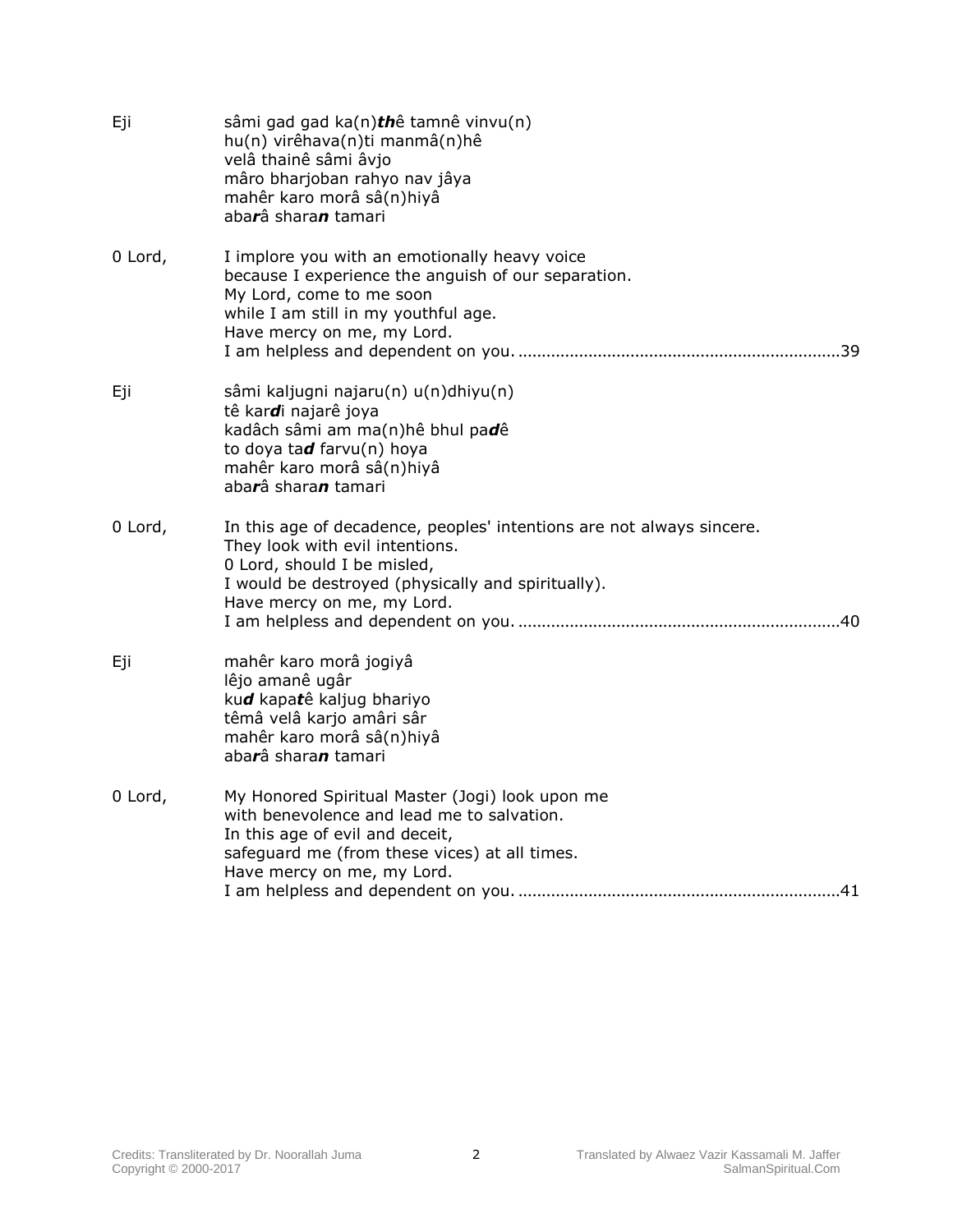Eji sâmi gad gad ka(n)***th***ê tamnê vinvu(n)
hu(n) virêhava(n)ti manmâ(n)hê
velâ thainê sâmi âvjo
mâro bharjoban rahyo nav jâya
mahêr karo morâ sâ(n)hiyâ
aba***r***â shara***n*** tamari

0 Lord, I implore you with an emotionally heavy voice
because I experience the anguish of our separation.
My Lord, come to me soon
while I am still in my youthful age.
Have mercy on me, my Lord.
I am helpless and dependent on you. ....................................................................39

Eji sâmi kaljugni najaru(n) u(n)dhiyu(n)
tê kar***d***i najarê joya
kadâch sâmi am ma(n)hê bhul pa***d***ê
to doya ta***d*** farvu(n) hoya
mahêr karo morâ sâ(n)hiyâ
aba***r***â shara***n*** tamari

0 Lord, In this age of decadence, peoples' intentions are not always sincere.
They look with evil intentions.
0 Lord, should I be misled,
I would be destroyed (physically and spiritually).
Have mercy on me, my Lord.
I am helpless and dependent on you. ....................................................................40

Eji mahêr karo morâ jogiyâ
lêjo amanê ugâr
ku***d*** kapa***t***ê kaljug bhariyo
têmâ velâ karjo amâri sâr
mahêr karo morâ sâ(n)hiyâ
aba***r***â shara***n*** tamari

0 Lord, My Honored Spiritual Master (Jogi) look upon me
with benevolence and lead me to salvation.
In this age of evil and deceit,
safeguard me (from these vices) at all times.
Have mercy on me, my Lord.
I am helpless and dependent on you. ....................................................................41

Credits: Transliterated by Dr. Noorallah Juma
Copyright © 2000-2017

Translated by Alwaez Vazir Kassamali M. Jaffer
SalmanSpiritual.Com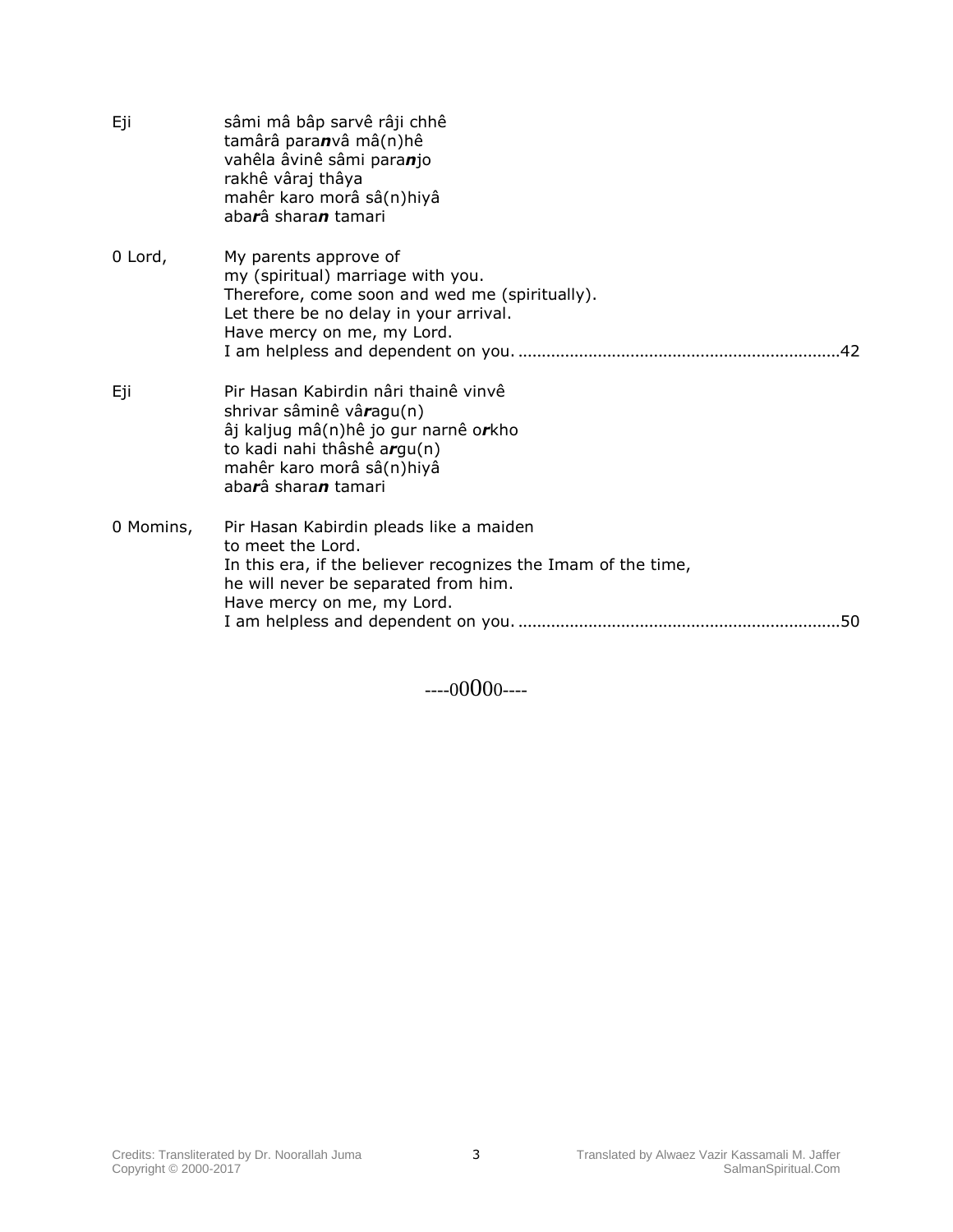Eji sâmi mâ bâp sarvê râji chhê
tamârâ para***n***vâ mâ(n)hê
vahêla âvinê sâmi para***n***jo
rakhê vâraj thâya
mahêr karo morâ sâ(n)hiyâ
aba***r***â shara***n*** tamari

0 Lord, My parents approve of
my (spiritual) marriage with you.
Therefore, come soon and wed me (spiritually).
Let there be no delay in your arrival.
Have mercy on me, my Lord.
I am helpless and dependent on you. ....................................................................42

Eji Pir Hasan Kabirdin nâri thainê vinvê
shrivar sâminê vâ***r***agu(n)
âj kaljug mâ(n)hê jo gur narnê o***r***kho
to kadi nahi thâshê a***r***gu(n)
mahêr karo morâ sâ(n)hiyâ
aba***r***â shara***n*** tamari

0 Momins, Pir Hasan Kabirdin pleads like a maiden
to meet the Lord.
In this era, if the believer recognizes the Imam of the time,
he will never be separated from him.
Have mercy on me, my Lord.
I am helpless and dependent on you. ....................................................................50

----o0O0o----

Credits: Transliterated by Dr. Noorallah Juma
Copyright © 2000-2017

Translated by Alwaez Vazir Kassamali M. Jaffer
SalmanSpiritual.Com